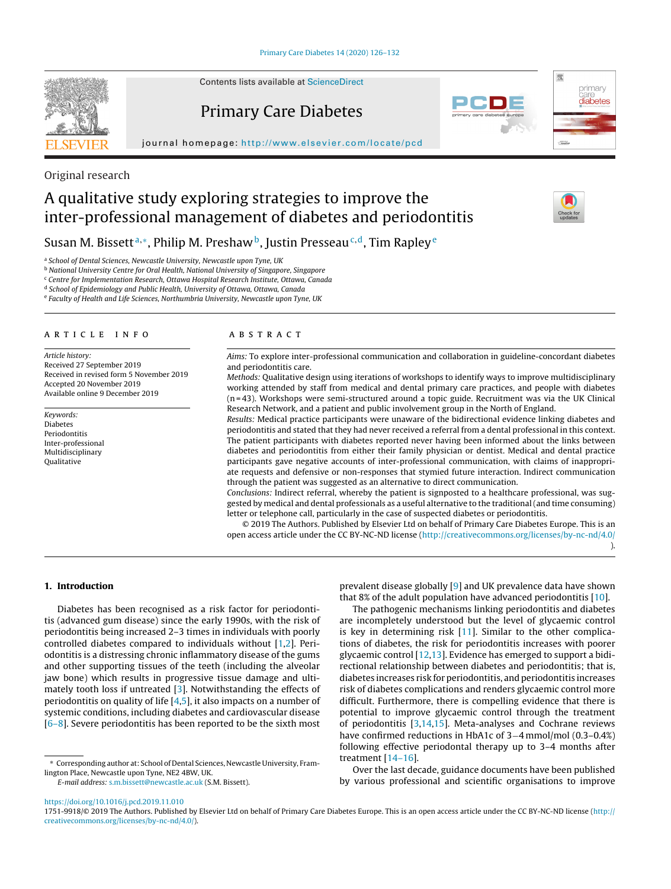Original research

# A qualitative study exploring strategies to improve the inter-professional management of diabetes and periodontitis

Susan M. Bissett[a,*], Philip M. Preshaw[b], Justin Presseau[c,d], Tim Rapley[e]

[a] School of Dental Sciences, Newcastle University, Newcastle upon Tyne, UK
[b] National University Centre for Oral Health, National University of Singapore, Singapore
[c] Centre for Implementation Research, Ottawa Hospital Research Institute, Ottawa, Canada
[d] School of Epidemiology and Public Health, University of Ottawa, Ottawa, Canada
[e] Faculty of Health and Life Sciences, Northumbria University, Newcastle upon Tyne, UK

## ARTICLE INFO

*Article history:*
Received 27 September 2019
Received in revised form 5 November 2019
Accepted 20 November 2019
Available online 9 December 2019

*Keywords:*
Diabetes
Periodontitis
Inter-professional
Multidisciplinary
Qualitative

## ABSTRACT

*Aims:* To explore inter-professional communication and collaboration in guideline-concordant diabetes and periodontitis care.

*Methods:* Qualitative design using iterations of workshops to identify ways to improve multidisciplinary working attended by staff from medical and dental primary care practices, and people with diabetes (n = 43). Workshops were semi-structured around a topic guide. Recruitment was via the UK Clinical Research Network, and a patient and public involvement group in the North of England.

*Results:* Medical practice participants were unaware of the bidirectional evidence linking diabetes and periodontitis and stated that they had never received a referral from a dental professional in this context. The patient participants with diabetes reported never having been informed about the links between diabetes and periodontitis from either their family physician or dentist. Medical and dental practice participants gave negative accounts of inter-professional communication, with claims of inappropriate requests and defensive or non-responses that stymied future interaction. Indirect communication through the patient was suggested as an alternative to direct communication.

*Conclusions:* Indirect referral, whereby the patient is signposted to a healthcare professional, was suggested by medical and dental professionals as a useful alternative to the traditional (and time consuming) letter or telephone call, particularly in the case of suspected diabetes or periodontitis.

© 2019 The Authors. Published by Elsevier Ltd on behalf of Primary Care Diabetes Europe. This is an open access article under the CC BY-NC-ND license (http://creativecommons.org/licenses/by-nc-nd/4.0/).

## 1. Introduction

Diabetes has been recognised as a risk factor for periodontitis (advanced gum disease) since the early 1990s, with the risk of periodontitis being increased 2–3 times in individuals with poorly controlled diabetes compared to individuals without [1,2]. Periodontitis is a distressing chronic inflammatory disease of the gums and other supporting tissues of the teeth (including the alveolar jaw bone) which results in progressive tissue damage and ultimately tooth loss if untreated [3]. Notwithstanding the effects of periodontitis on quality of life [4,5], it also impacts on a number of systemic conditions, including diabetes and cardiovascular disease [6–8]. Severe periodontitis has been reported to be the sixth most prevalent disease globally [9] and UK prevalence data have shown that 8% of the adult population have advanced periodontitis [10].

The pathogenic mechanisms linking periodontitis and diabetes are incompletely understood but the level of glycaemic control is key in determining risk [11]. Similar to the other complications of diabetes, the risk for periodontitis increases with poorer glycaemic control [12,13]. Evidence has emerged to support a bidirectional relationship between diabetes and periodontitis; that is, diabetes increases risk for periodontitis, and periodontitis increases risk of diabetes complications and renders glycaemic control more difficult. Furthermore, there is compelling evidence that there is potential to improve glycaemic control through the treatment of periodontitis [3,14,15]. Meta-analyses and Cochrane reviews have confirmed reductions in HbA1c of 3–4 mmol/mol (0.3–0.4%) following effective periodontal therapy up to 3–4 months after treatment [14–16].

Over the last decade, guidance documents have been published by various professional and scientific organisations to improve

* Corresponding author at: School of Dental Sciences, Newcastle University, Framlington Place, Newcastle upon Tyne, NE2 4BW, UK.
E-mail address: s.m.bissett@newcastle.ac.uk (S.M. Bissett).

https://doi.org/10.1016/j.pcd.2019.11.010
1751-9918/© 2019 The Authors. Published by Elsevier Ltd on behalf of Primary Care Diabetes Europe. This is an open access article under the CC BY-NC license (http://creativecommons.org/licenses/by-nc-nd/4.0/).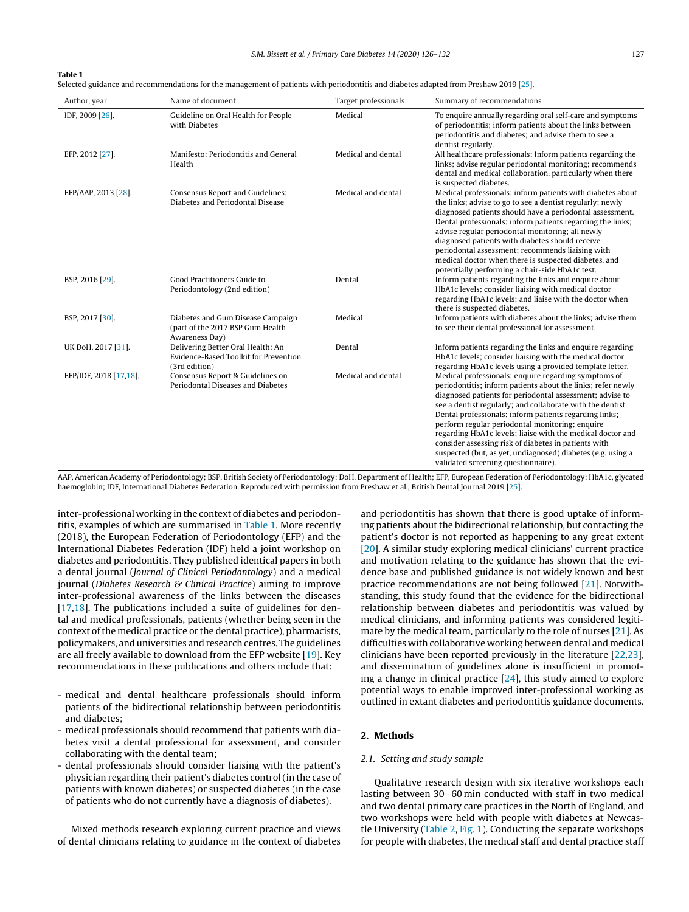**Table 1**
Selected guidance and recommendations for the management of patients with periodontitis and diabetes adapted from Preshaw 2019 [25].

| Author, year | Name of document | Target professionals | Summary of recommendations |
|---|---|---|---|
| IDF, 2009 [26]. | Guideline on Oral Health for People with Diabetes | Medical | To enquire annually regarding oral self-care and symptoms of periodontitis; inform patients about the links between periodontitis and diabetes; and advise them to see a dentist regularly. |
| EFP, 2012 [27]. | Manifesto: Periodontitis and General Health | Medical and dental | All healthcare professionals: Inform patients regarding the links; advise regular periodontal monitoring; recommends dental and medical collaboration, particularly when there is suspected diabetes. |
| EFP/AAP, 2013 [28]. | Consensus Report and Guidelines: Diabetes and Periodontal Disease | Medical and dental | Medical professionals: inform patients with diabetes about the links; advise to go to see a dentist regularly; newly diagnosed patients should have a periodontal assessment. Dental professionals: inform patients regarding the links; advise regular periodontal monitoring; all newly diagnosed patients with diabetes should receive periodontal assessment; recommends liaising with medical doctor when there is suspected diabetes, and potentially performing a chair-side HbA1c test. |
| BSP, 2016 [29]. | Good Practitioners Guide to Periodontology (2nd edition) | Dental | Inform patients regarding the links and enquire about HbA1c levels; consider liaising with medical doctor regarding HbA1c levels; and liaise with the doctor when there is suspected diabetes. |
| BSP, 2017 [30]. | Diabetes and Gum Disease Campaign (part of the 2017 BSP Gum Health Awareness Day) | Medical | Inform patients with diabetes about the links; advise them to see their dental professional for assessment. |
| UK DoH, 2017 [31]. | Delivering Better Oral Health: An Evidence-Based Toolkit for Prevention (3rd edition) | Dental | Inform patients regarding the links and enquire regarding HbA1c levels; consider liaising with the medical doctor regarding HbA1c levels using a provided template letter. |
| EFP/IDF, 2018 [17,18]. | Consensus Report & Guidelines on Periodontal Diseases and Diabetes | Medical and dental | Medical professionals: enquire regarding symptoms of periodontitis; inform patients about the links; refer newly diagnosed patients for periodontal assessment; advise to see a dentist regularly; and collaborate with the dentist. Dental professionals: inform patients regarding links; perform regular periodontal monitoring; enquire regarding HbA1c levels; liaise with the medical doctor and consider assessing risk of diabetes in patients with suspected (but, as yet, undiagnosed) diabetes (e.g. using a validated screening questionnaire). |

AAP, American Academy of Periodontology; BSP, British Society of Periodontology; DoH, Department of Health; EFP, European Federation of Periodontology; HbA1c, glycated haemoglobin; IDF, International Diabetes Federation. Reproduced with permission from Preshaw et al., British Dental Journal 2019 [25].

inter-professional working in the context of diabetes and periodontitis, examples of which are summarised in Table 1. More recently (2018), the European Federation of Periodontology (EFP) and the International Diabetes Federation (IDF) held a joint workshop on diabetes and periodontitis. They published identical papers in both a dental journal (*Journal of Clinical Periodontology*) and a medical journal (*Diabetes Research & Clinical Practice*) aiming to improve inter-professional awareness of the links between the diseases [17,18]. The publications included a suite of guidelines for dental and medical professionals, patients (whether being seen in the context of the medical practice or the dental practice), pharmacists, policymakers, and universities and research centres. The guidelines are all freely available to download from the EFP website [19]. Key recommendations in these publications and others include that:

- medical and dental healthcare professionals should inform patients of the bidirectional relationship between periodontitis and diabetes;
- medical professionals should recommend that patients with diabetes visit a dental professional for assessment, and consider collaborating with the dental team;
- dental professionals should consider liaising with the patient's physician regarding their patient's diabetes control (in the case of patients with known diabetes) or suspected diabetes (in the case of patients who do not currently have a diagnosis of diabetes).

Mixed methods research exploring current practice and views of dental clinicians relating to guidance in the context of diabetes and periodontitis has shown that there is good uptake of informing patients about the bidirectional relationship, but contacting the patient's doctor is not reported as happening to any great extent [20]. A similar study exploring medical clinicians' current practice and motivation relating to the guidance has shown that the evidence base and published guidance is not widely known and best practice recommendations are not being followed [21]. Notwithstanding, this study found that the evidence for the bidirectional relationship between diabetes and periodontitis was valued by medical clinicians, and informing patients was considered legitimate by the medical team, particularly to the role of nurses [21]. As difficulties with collaborative working between dental and medical clinicians have been reported previously in the literature [22,23], and dissemination of guidelines alone is insufficient in promoting a change in clinical practice [24], this study aimed to explore potential ways to enable improved inter-professional working as outlined in extant diabetes and periodontitis guidance documents.

## 2. Methods

### 2.1. Setting and study sample

Qualitative research design with six iterative workshops each lasting between 30–60 min conducted with staff in two medical and two dental primary care practices in the North of England, and two workshops were held with people with diabetes at Newcastle University (Table 2, Fig. 1). Conducting the separate workshops for people with diabetes, the medical staff and dental practice staff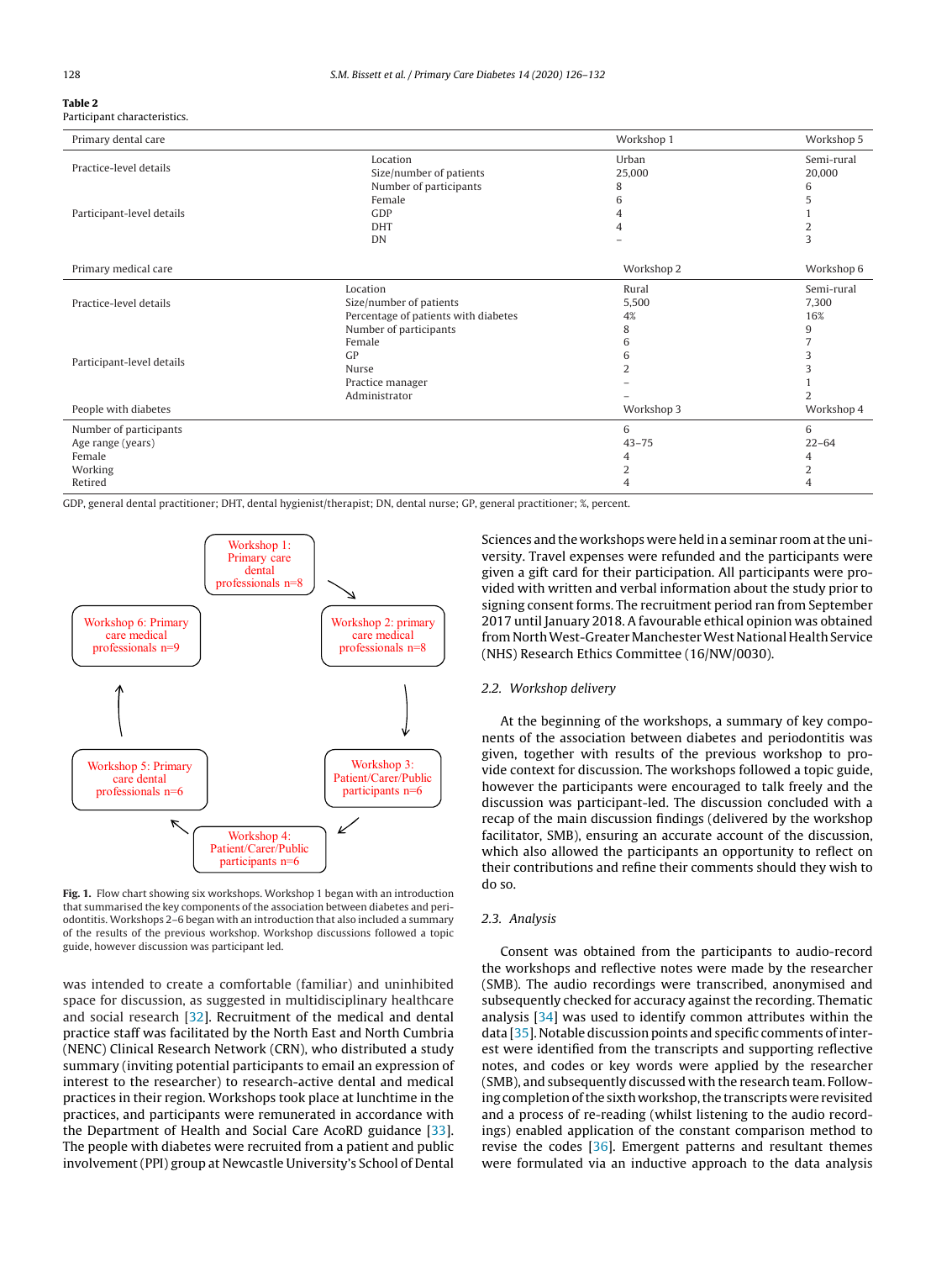**Table 2**
Participant characteristics.

| Primary dental care | | Workshop 1 | Workshop 5 |
|---|---|---|---|
| Practice-level details | Location | Urban | Semi-rural |
| | Size/number of patients | 25,000 | 20,000 |
| Participant-level details | Number of participants | 8 | 6 |
| | Female | 6 | 5 |
| | GDP | 4 | 1 |
| | DHT | 4 | 2 |
| | DN | – | 3 |
| **Primary medical care** | | **Workshop 2** | **Workshop 6** |
| Practice-level details | Location | Rural | Semi-rural |
| | Size/number of patients | 5,500 | 7,300 |
| | Percentage of patients with diabetes | 4% | 16% |
| Participant-level details | Number of participants | 8 | 9 |
| | Female | 6 | 7 |
| | GP | 6 | 3 |
| | Nurse | 2 | 3 |
| | Practice manager | – | 1 |
| | Administrator | – | 2 |
| **People with diabetes** | | **Workshop 3** | **Workshop 4** |
| Number of participants | | 6 | 6 |
| Age range (years) | | 43–75 | 22–64 |
| Female | | 4 | 4 |
| Working | | 2 | 2 |
| Retired | | 4 | 4 |

GDP, general dental practitioner; DHT, dental hygienist/therapist; DN, dental nurse; GP, general practitioner; %, percent.

Workshop 1: Primary care dental professionals n=8 → Workshop 2: primary care medical professionals n=8 → Workshop 3: Patient/Carer/Public participants n=6 → Workshop 4: Patient/Carer/Public participants n=6 → Workshop 5: Primary care dental professionals n=6 → Workshop 6: Primary care medical professionals n=9

**Fig. 1.** Flow chart showing six workshops. Workshop 1 began with an introduction that summarised the key components of the association between diabetes and periodontitis. Workshops 2–6 began with an introduction that also included a summary of the results of the previous workshop. Workshop discussions followed a topic guide, however discussion was participant led.

was intended to create a comfortable (familiar) and uninhibited space for discussion, as suggested in multidisciplinary healthcare and social research [32]. Recruitment of the medical and dental practice staff was facilitated by the North East and North Cumbria (NENC) Clinical Research Network (CRN), who distributed a study summary (inviting potential participants to email an expression of interest to the researcher) to research-active dental and medical practices in their region. Workshops took place at lunchtime in the practices, and participants were remunerated in accordance with the Department of Health and Social Care AcoRD guidance [33]. The people with diabetes were recruited from a patient and public involvement (PPI) group at Newcastle University's School of Dental Sciences and the workshops were held in a seminar room at the university. Travel expenses were refunded and the participants were given a gift card for their participation. All participants were provided with written and verbal information about the study prior to signing consent forms. The recruitment period ran from September 2017 until January 2018. A favourable ethical opinion was obtained from North West-Greater Manchester West National Health Service (NHS) Research Ethics Committee (16/NW/0030).

### 2.2. Workshop delivery

At the beginning of the workshops, a summary of key components of the association between diabetes and periodontitis was given, together with results of the previous workshop to provide context for discussion. The workshops followed a topic guide, however the participants were encouraged to talk freely and the discussion was participant-led. The discussion concluded with a recap of the main discussion findings (delivered by the workshop facilitator, SMB), ensuring an accurate account of the discussion, which also allowed the participants an opportunity to reflect on their contributions and refine their comments should they wish to do so.

### 2.3. Analysis

Consent was obtained from the participants to audio-record the workshops and reflective notes were made by the researcher (SMB). The audio recordings were transcribed, anonymised and subsequently checked for accuracy against the recording. Thematic analysis [34] was used to identify common attributes within the data [35]. Notable discussion points and specific comments of interest were identified from the transcripts and supporting reflective notes, and codes or key words were applied by the researcher (SMB), and subsequently discussed with the research team. Following completion of the sixth workshop, the transcripts were revisited and a process of re-reading (whilst listening to the audio recordings) enabled application of the constant comparison method to revise the codes [36]. Emergent patterns and resultant themes were formulated via an inductive approach to the data analysis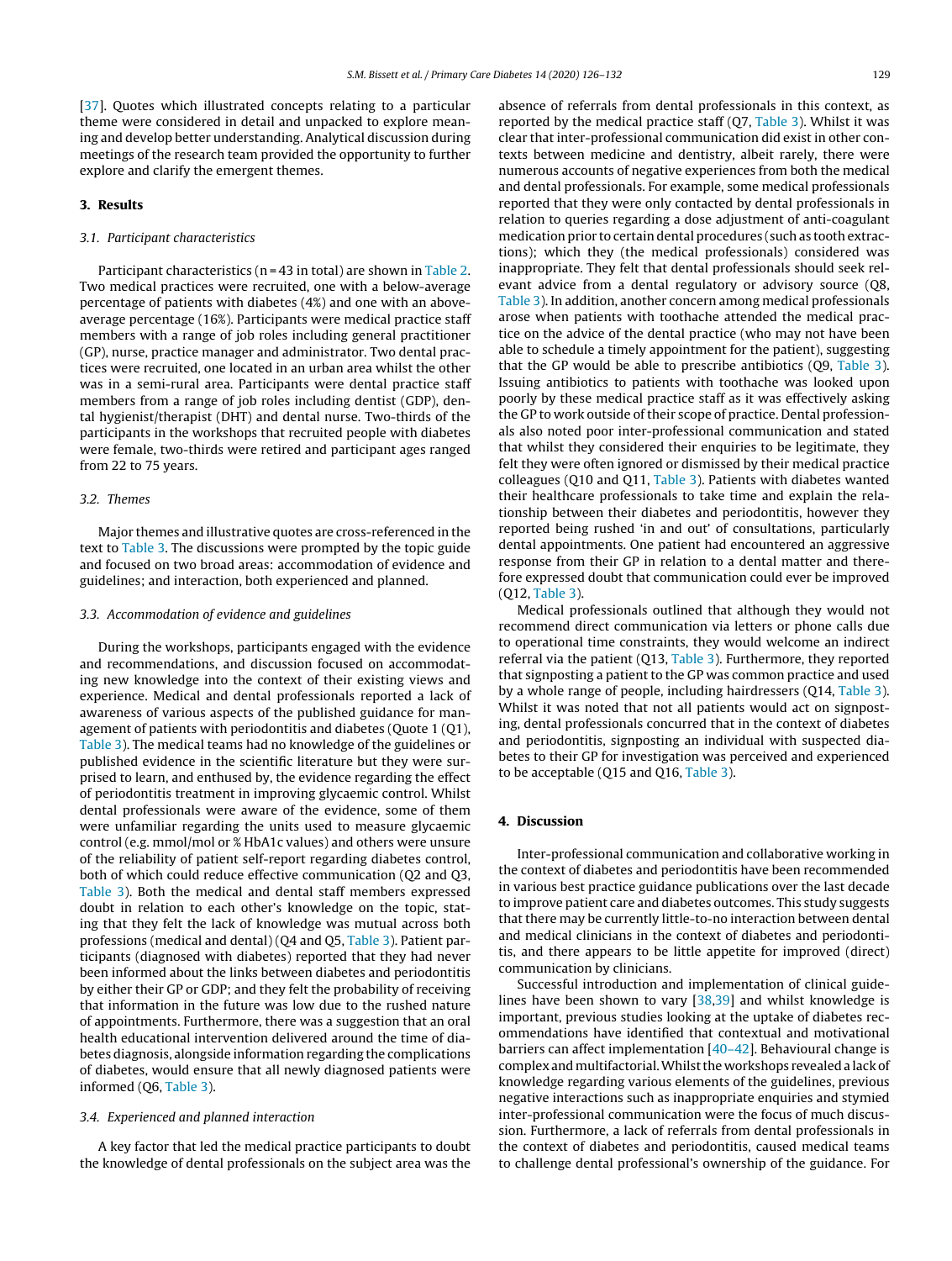[37]. Quotes which illustrated concepts relating to a particular theme were considered in detail and unpacked to explore meaning and develop better understanding. Analytical discussion during meetings of the research team provided the opportunity to further explore and clarify the emergent themes.

## 3. Results

### 3.1. Participant characteristics

Participant characteristics (n = 43 in total) are shown in Table 2. Two medical practices were recruited, one with a below-average percentage of patients with diabetes (4%) and one with an above-average percentage (16%). Participants were medical practice staff members with a range of job roles including general practitioner (GP), nurse, practice manager and administrator. Two dental practices were recruited, one located in an urban area whilst the other was in a semi-rural area. Participants were dental practice staff members from a range of job roles including dentist (GDP), dental hygienist/therapist (DHT) and dental nurse. Two-thirds of the participants in the workshops that recruited people with diabetes were female, two-thirds were retired and participant ages ranged from 22 to 75 years.

### 3.2. Themes

Major themes and illustrative quotes are cross-referenced in the text to Table 3. The discussions were prompted by the topic guide and focused on two broad areas: accommodation of evidence and guidelines; and interaction, both experienced and planned.

### 3.3. Accommodation of evidence and guidelines

During the workshops, participants engaged with the evidence and recommendations, and discussion focused on accommodating new knowledge into the context of their existing views and experience. Medical and dental professionals reported a lack of awareness of various aspects of the published guidance for management of patients with periodontitis and diabetes (Quote 1 (Q1), Table 3). The medical teams had no knowledge of the guidelines or published evidence in the scientific literature but they were surprised to learn, and enthused by, the evidence regarding the effect of periodontitis treatment in improving glycaemic control. Whilst dental professionals were aware of the evidence, some of them were unfamiliar regarding the units used to measure glycaemic control (e.g. mmol/mol or % HbA1c values) and others were unsure of the reliability of patient self-report regarding diabetes control, both of which could reduce effective communication (Q2 and Q3, Table 3). Both the medical and dental staff members expressed doubt in relation to each other's knowledge on the topic, stating that they felt the lack of knowledge was mutual across both professions (medical and dental) (Q4 and Q5, Table 3). Patient participants (diagnosed with diabetes) reported that they had never been informed about the links between diabetes and periodontitis by either their GP or GDP; and they felt the probability of receiving that information in the future was low due to the rushed nature of appointments. Furthermore, there was a suggestion that an oral health educational intervention delivered around the time of diabetes diagnosis, alongside information regarding the complications of diabetes, would ensure that all newly diagnosed patients were informed (Q6, Table 3).

### 3.4. Experienced and planned interaction

A key factor that led the medical practice participants to doubt the knowledge of dental professionals on the subject area was the absence of referrals from dental professionals in this context, as reported by the medical practice staff (Q7, Table 3). Whilst it was clear that inter-professional communication did exist in other contexts between medicine and dentistry, albeit rarely, there were numerous accounts of negative experiences from both the medical and dental professionals. For example, some medical professionals reported that they were only contacted by dental professionals in relation to queries regarding a dose adjustment of anti-coagulant medication prior to certain dental procedures (such as tooth extractions); which they (the medical professionals) considered was inappropriate. They felt that dental professionals should seek relevant advice from a dental regulatory or advisory source (Q8, Table 3). In addition, another concern among medical professionals arose when patients with toothache attended the medical practice on the advice of the dental practice (who may not have been able to schedule a timely appointment for the patient), suggesting that the GP would be able to prescribe antibiotics (Q9, Table 3). Issuing antibiotics to patients with toothache was looked upon poorly by these medical practice staff as it was effectively asking the GP to work outside of their scope of practice. Dental professionals also noted poor inter-professional communication and stated that whilst they considered their enquiries to be legitimate, they felt they were often ignored or dismissed by their medical practice colleagues (Q10 and Q11, Table 3). Patients with diabetes wanted their healthcare professionals to take time and explain the relationship between their diabetes and periodontitis, however they reported being rushed 'in and out' of consultations, particularly dental appointments. One patient had encountered an aggressive response from their GP in relation to a dental matter and therefore expressed doubt that communication could ever be improved (Q12, Table 3).

Medical professionals outlined that although they would not recommend direct communication via letters or phone calls due to operational time constraints, they would welcome an indirect referral via the patient (Q13, Table 3). Furthermore, they reported that signposting a patient to the GP was common practice and used by a whole range of people, including hairdressers (Q14, Table 3). Whilst it was noted that not all patients would act on signposting, dental professionals concurred that in the context of diabetes and periodontitis, signposting an individual with suspected diabetes to their GP for investigation was perceived and experienced to be acceptable (Q15 and Q16, Table 3).

## 4. Discussion

Inter-professional communication and collaborative working in the context of diabetes and periodontitis have been recommended in various best practice guidance publications over the last decade to improve patient care and diabetes outcomes. This study suggests that there may be currently little-to-no interaction between dental and medical clinicians in the context of diabetes and periodontitis, and there appears to be little appetite for improved (direct) communication by clinicians.

Successful introduction and implementation of clinical guidelines have been shown to vary [38,39] and whilst knowledge is important, previous studies looking at the uptake of diabetes recommendations have identified that contextual and motivational barriers can affect implementation [40–42]. Behavioural change is complex and multifactorial. Whilst the workshops revealed a lack of knowledge regarding various elements of the guidelines, previous negative interactions such as inappropriate enquiries and stymied inter-professional communication were the focus of much discussion. Furthermore, a lack of referrals from dental professionals in the context of diabetes and periodontitis, caused medical teams to challenge dental professional's ownership of the guidance. For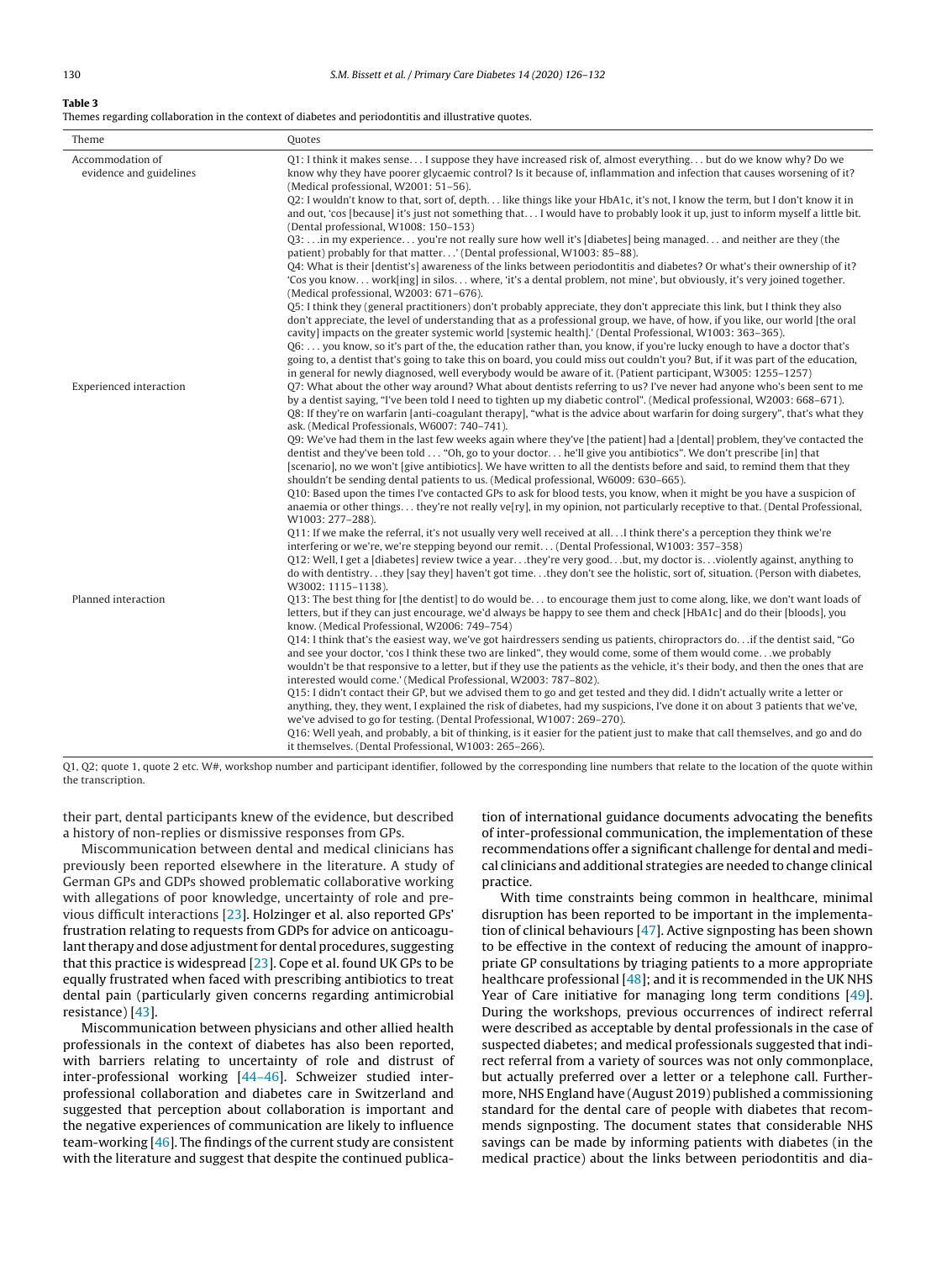**Table 3**
Themes regarding collaboration in the context of diabetes and periodontitis and illustrative quotes.

| Theme | Quotes |
|---|---|
| Accommodation of evidence and guidelines | Q1: I think it makes sense... I suppose they have increased risk of, almost everything... but do we know why? Do we know why they have poorer glycaemic control? Is it because of, inflammation and infection that causes worsening of it? (Medical professional, W2001: 51–56).<br>Q2: I wouldn't know to that, sort of, depth... like things like your HbA1c, it's not, I know the term, but I don't know it in and out, 'cos [because] it's just not something that... I would have to probably look it up, just to inform myself a little bit. (Dental professional, W1008: 150–153)<br>Q3: ...in my experience... you're not really sure how well it's [diabetes] being managed... and neither are they (the patient) probably for that matter...' (Dental professional, W1003: 85–88).<br>Q4: What is their [dentist's] awareness of the links between periodontitis and diabetes? Or what's their ownership of it? 'Cos you know... work[ing] in silos... where, 'it's a dental problem, not mine', but obviously, it's very joined together. (Medical professional, W2003: 671–676).<br>Q5: I think they (general practitioners) don't probably appreciate, they don't appreciate this link, but I think they also don't appreciate, the level of understanding that as a professional group, we have, of how, if you like, our world [the oral cavity] impacts on the greater systemic world [systemic health].' (Dental Professional, W1003: 363–365).<br>Q6: ... you know, so it's part of the, the education rather than, you know, if you're lucky enough to have a doctor that's going to, a dentist that's going to take this on board, you could miss out couldn't you? But, if it was part of the education, in general for newly diagnosed, well everybody would be aware of it. (Patient participant, W3005: 1255–1257) |
| Experienced interaction | Q7: What about the other way around? What about dentists referring to us? I've never had anyone who's been sent to me by a dentist saying, "I've been told I need to tighten up my diabetic control". (Medical professional, W2003: 668–671).<br>Q8: If they're on warfarin [anti-coagulant therapy], "what is the advice about warfarin for doing surgery", that's what they ask. (Medical Professionals, W6007: 740–741).<br>Q9: We've had them in the last few weeks again where they've [the patient] had a [dental] problem, they've contacted the dentist and they've been told ... "Oh, go to your doctor... he'll give you antibiotics". We don't prescribe [in] that [scenario], no we won't [give antibiotics]. We have written to all the dentists before and said, to remind them that they shouldn't be sending dental patients to us. (Medical professional, W6009: 630–665).<br>Q10: Based upon the times I've contacted GPs to ask for blood tests, you know, when it might be you have a suspicion of anaemia or other things... they're not really ve[ry], in my opinion, not particularly receptive to that. (Dental Professional, W1003: 277–288).<br>Q11: If we make the referral, it's not usually very well received at all...I think there's a perception they think we're interfering or we're, we're stepping beyond our remit... (Dental Professional, W1003: 357–358)<br>Q12: Well, I get a [diabetes] review twice a year...they're very good...but, my doctor is...violently against, anything to do with dentistry...they [say they] haven't got time...they don't see the holistic, sort of, situation. (Person with diabetes, W3002: 1115–1138). |
| Planned interaction | Q13: The best thing for [the dentist] to do would be... to encourage them just to come along, like, we don't want loads of letters, but if they can just encourage, we'd always be happy to see them and check [HbA1c] and do their [bloods], you know. (Medical Professional, W2006: 749–754)<br>Q14: I think that's the easiest way, we've got hairdressers sending us patients, chiropractors do...if the dentist said, "Go and see your doctor, 'cos I think these two are linked", they would come, some of them would come...we probably wouldn't be that responsive to a letter, but if they use the patients as the vehicle, it's their body, and then the ones that are interested would come.' (Medical Professional, W2003: 787–802).<br>Q15: I didn't contact their GP, but we advised them to go and get tested and they did. I didn't actually write a letter or anything, they, they went, I explained the risk of diabetes, had my suspicions, I've done it on about 3 patients that we've, we've advised to go for testing. (Dental Professional, W1007: 269–270).<br>Q16: Well yeah, and probably, a bit of thinking, is it easier for the patient just to make that call themselves, and go and do it themselves. (Dental Professional, W1003: 265–266). |

Q1, Q2; quote 1, quote 2 etc. W#, workshop number and participant identifier, followed by the corresponding line numbers that relate to the location of the quote within the transcription.

their part, dental participants knew of the evidence, but described a history of non-replies or dismissive responses from GPs.

Miscommunication between dental and medical clinicians has previously been reported elsewhere in the literature. A study of German GPs and GDPs showed problematic collaborative working with allegations of poor knowledge, uncertainty of role and previous difficult interactions [23]. Holzinger et al. also reported GPs' frustration relating to requests from GDPs for advice on anticoagulant therapy and dose adjustment for dental procedures, suggesting that this practice is widespread [23]. Cope et al. found UK GPs to be equally frustrated when faced with prescribing antibiotics to treat dental pain (particularly given concerns regarding antimicrobial resistance) [43].

Miscommunication between physicians and other allied health professionals in the context of diabetes has also been reported, with barriers relating to uncertainty of role and distrust of inter-professional working [44–46]. Schweizer studied inter-professional collaboration and diabetes care in Switzerland and suggested that perception about collaboration is important and the negative experiences of communication are likely to influence team-working [46]. The findings of the current study are consistent with the literature and suggest that despite the continued publication of international guidance documents advocating the benefits of inter-professional communication, the implementation of these recommendations offer a significant challenge for dental and medical clinicians and additional strategies are needed to change clinical practice.

With time constraints being common in healthcare, minimal disruption has been reported to be important in the implementation of clinical behaviours [47]. Active signposting has been shown to be effective in the context of reducing the amount of inappropriate GP consultations by triaging patients to a more appropriate healthcare professional [48]; and it is recommended in the UK NHS Year of Care initiative for managing long term conditions [49]. During the workshops, previous occurrences of indirect referral were described as acceptable by dental professionals in the case of suspected diabetes; and medical professionals suggested that indirect referral from a variety of sources was not only commonplace, but actually preferred over a letter or a telephone call. Furthermore, NHS England have (August 2019) published a commissioning standard for the dental care of people with diabetes that recommends signposting. The document states that considerable NHS savings can be made by informing patients with diabetes (in the medical practice) about the links between periodontitis and dia-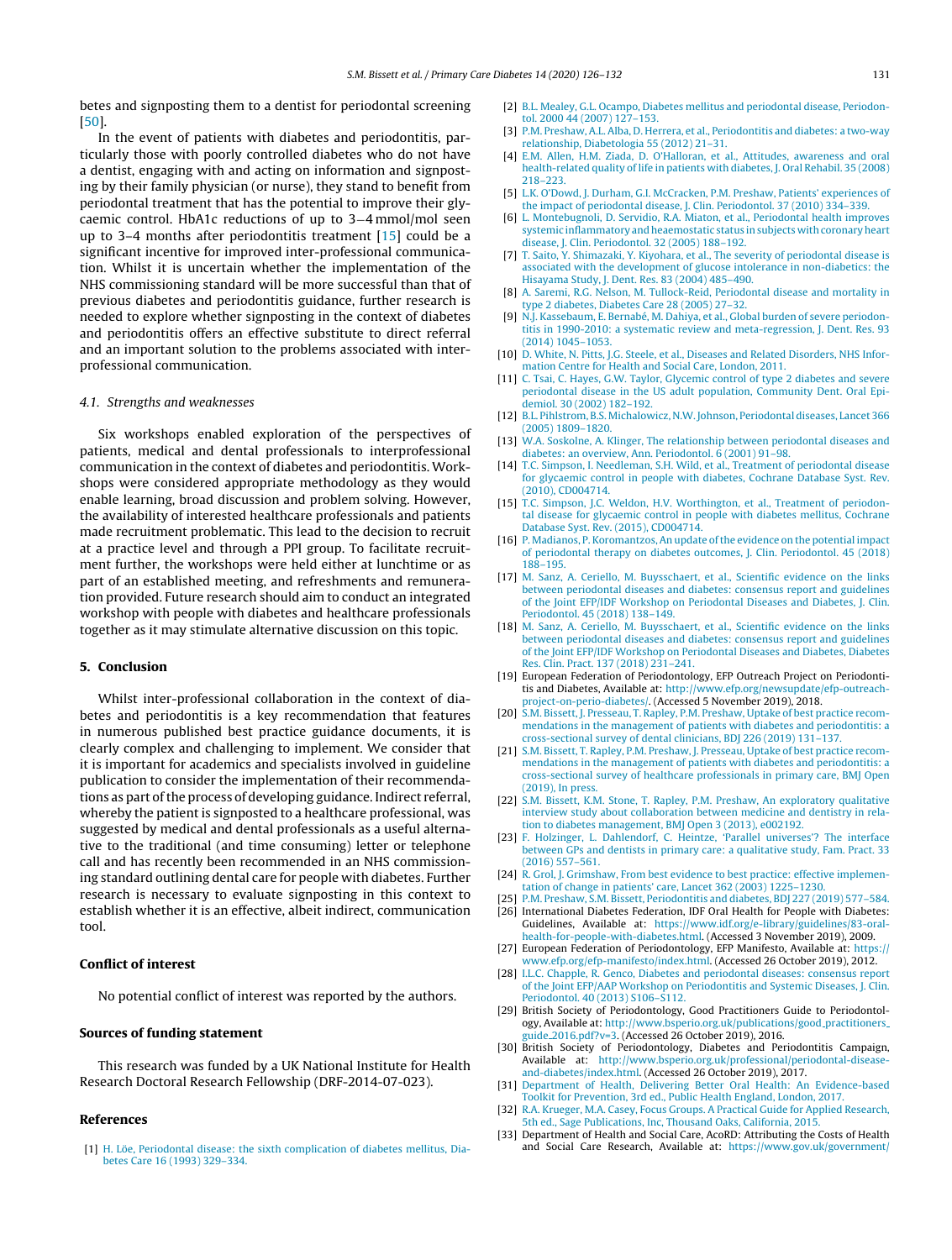betes and signposting them to a dentist for periodontal screening [50].

In the event of patients with diabetes and periodontitis, particularly those with poorly controlled diabetes who do not have a dentist, engaging with and acting on information and signposting by their family physician (or nurse), they stand to benefit from periodontal treatment that has the potential to improve their glycaemic control. HbA1c reductions of up to 3–4 mmol/mol seen up to 3–4 months after periodontitis treatment [15] could be a significant incentive for improved inter-professional communication. Whilst it is uncertain whether the implementation of the NHS commissioning standard will be more successful than that of previous diabetes and periodontitis guidance, further research is needed to explore whether signposting in the context of diabetes and periodontitis offers an effective substitute to direct referral and an important solution to the problems associated with inter-professional communication.

### 4.1. Strengths and weaknesses

Six workshops enabled exploration of the perspectives of patients, medical and dental professionals to interprofessional communication in the context of diabetes and periodontitis. Workshops were considered appropriate methodology as they would enable learning, broad discussion and problem solving. However, the availability of interested healthcare professionals and patients made recruitment problematic. This lead to the decision to recruit at a practice level and through a PPI group. To facilitate recruitment further, the workshops were held either at lunchtime or as part of an established meeting, and refreshments and remuneration provided. Future research should aim to conduct an integrated workshop with people with diabetes and healthcare professionals together as it may stimulate alternative discussion on this topic.

## 5. Conclusion

Whilst inter-professional collaboration in the context of diabetes and periodontitis is a key recommendation that features in numerous published best practice guidance documents, it is clearly complex and challenging to implement. We consider that it is important for academics and specialists involved in guideline publication to consider the implementation of their recommendations as part of the process of developing guidance. Indirect referral, whereby the patient is signposted to a healthcare professional, was suggested by medical and dental professionals as a useful alternative to the traditional (and time consuming) letter or telephone call and has recently been recommended in an NHS commissioning standard outlining dental care for people with diabetes. Further research is necessary to evaluate signposting in this context to establish whether it is an effective, albeit indirect, communication tool.

## Conflict of interest

No potential conflict of interest was reported by the authors.

## Sources of funding statement

This research was funded by a UK National Institute for Health Research Doctoral Research Fellowship (DRF-2014-07-023).

## References

[1] H. Löe, Periodontal disease: the sixth complication of diabetes mellitus, Diabetes Care 16 (1993) 329–334.

[2] B.L. Mealey, G.L. Ocampo, Diabetes mellitus and periodontal disease, Periodontol. 2000 44 (2007) 127–153.

[3] P.M. Preshaw, A.L. Alba, D. Herrera, et al., Periodontitis and diabetes: a two-way relationship, Diabetologia 55 (2012) 21–31.

[4] E.M. Allen, H.M. Ziada, D. O'Halloran, et al., Attitudes, awareness and oral health-related quality of life in patients with diabetes, J. Oral Rehabil. 35 (2008) 218–223.

[5] L.K. O'Dowd, J. Durham, G.I. McCracken, P.M. Preshaw, Patients' experiences of the impact of periodontal disease, J. Clin. Periodontol. 37 (2010) 334–339.

[6] L. Montebugnoli, D. Servidio, R.A. Miaton, et al., Periodontal health improves systemic inflammatory and heaemostatic status in subjects with coronary heart disease, J. Clin. Periodontol. 32 (2005) 188–192.

[7] T. Saito, Y. Shimazaki, Y. Kiyohara, et al., The severity of periodontal disease is associated with the development of glucose intolerance in non-diabetics: the Hisayama Study, J. Dent. Res. 83 (2004) 485–490.

[8] A. Saremi, R.G. Nelson, M. Tullock-Reid, Periodontal disease and mortality in type 2 diabetes, Diabetes Care 28 (2005) 27–32.

[9] N.J. Kassebaum, E. Bernabé, M. Dahiya, et al., Global burden of severe periodontitis in 1990-2010: a systematic review and meta-regression, J. Dent. Res. 93 (2014) 1045–1053.

[10] D. White, N. Pitts, J.G. Steele, et al., Diseases and Related Disorders, NHS Information Centre for Health and Social Care, London, 2011.

[11] C. Tsai, C. Hayes, G.W. Taylor, Glycemic control of type 2 diabetes and severe periodontal disease in the US adult population, Community Dent. Oral Epidemiol. 30 (2002) 182–192.

[12] B.L. Pihlstrom, B.S. Michalowicz, N.W. Johnson, Periodontal diseases, Lancet 366 (2005) 1809–1820.

[13] W.A. Soskolne, A. Klinger, The relationship between periodontal diseases and diabetes: an overview, Ann. Periodontol. 6 (2001) 91–98.

[14] T.C. Simpson, I. Needleman, S.H. Wild, et al., Treatment of periodontal disease for glycaemic control in people with diabetes, Cochrane Database Syst. Rev. (2010), CD004714.

[15] T.C. Simpson, J.C. Weldon, H.V. Worthington, et al., Treatment of periodontal disease for glycaemic control in people with diabetes mellitus, Cochrane Database Syst. Rev. (2015), CD004714.

[16] P. Madianos, P. Koromantzos, An update of the evidence on the potential impact of periodontal therapy on diabetes outcomes, J. Clin. Periodontol. 45 (2018) 188–195.

[17] M. Sanz, A. Ceriello, M. Buysschaert, et al., Scientific evidence on the links between periodontal diseases and diabetes: consensus report and guidelines of the Joint EFP/IDF Workshop on Periodontal Diseases and Diabetes, J. Clin. Periodontol. 45 (2018) 138–149.

[18] M. Sanz, A. Ceriello, M. Buysschaert, et al., Scientific evidence on the links between periodontal diseases and diabetes: consensus report and guidelines of the Joint EFP/IDF Workshop on Periodontal Diseases and Diabetes, Diabetes Res. Clin. Pract. 137 (2018) 231–241.

[19] European Federation of Periodontology, EFP Outreach Project on Periodontitis and Diabetes, Available at: http://www.efp.org/newsupdate/efp-outreach-project-on-perio-diabetes/. (Accessed 5 November 2019), 2018.

[20] S.M. Bissett, J. Presseau, T. Rapley, P.M. Preshaw, Uptake of best practice recommendations in the management of patients with diabetes and periodontitis: a cross-sectional survey of dental clinicians, BDJ 226 (2019) 131–137.

[21] S.M. Bissett, T. Rapley, P.M. Preshaw, J. Presseau, Uptake of best practice recommendations in the management of patients with diabetes and periodontitis: a cross-sectional survey of healthcare professionals in primary care, BMJ Open (2019), In press.

[22] S.M. Bissett, K.M. Stone, T. Rapley, P.M. Preshaw, An exploratory qualitative interview study about collaboration between medicine and dentistry in relation to diabetes management, BMJ Open 3 (2013), e002192.

[23] F. Holzinger, L. Dahlendorf, C. Heintze, 'Parallel universes'? The interface between GPs and dentists in primary care: a qualitative study, Fam. Pract. 33 (2016) 557–561.

[24] R. Grol, J. Grimshaw, From best evidence to best practice: effective implementation of change in patients' care, Lancet 362 (2003) 1225–1230.

[25] P.M. Preshaw, S.M. Bissett, Periodontitis and diabetes, BDJ 227 (2019) 577–584.

[26] International Diabetes Federation, IDF Oral Health for People with Diabetes: Guidelines, Available at: https://www.idf.org/e-library/guidelines/83-oral-health-for-people-with-diabetes.html. (Accessed 3 November 2019), 2009.

[27] European Federation of Periodontology, EFP Manifesto, Available at: https://www.efp.org/efp-manifesto/index.html. (Accessed 26 October 2019), 2012.

[28] I.L.C. Chapple, R. Genco, Diabetes and periodontal diseases: consensus report of the Joint EFP/AAP Workshop on Periodontitis and Systemic Diseases, J. Clin. Periodontol. 40 (2013) S106–S112.

[29] British Society of Periodontology, Good Practitioners Guide to Periodontology, Available at: http://www.bsperio.org.uk/publications/good_practitioners_guide_2016.pdf?v=3. (Accessed 26 October 2019), 2016.

[30] British Society of Periodontology, Diabetes and Periodontitis Campaign, Available at: http://www.bsperio.org.uk/professional/periodontal-disease-and-diabetes/index.html. (Accessed 26 October 2019), 2017.

[31] Department of Health, Delivering Better Oral Health: An Evidence-based Toolkit for Prevention, 3rd ed., Public Health England, London, 2017.

[32] R.A. Krueger, M.A. Casey, Focus Groups. A Practical Guide for Applied Research, 5th ed., Sage Publications, Inc, Thousand Oaks, California, 2015.

[33] Department of Health and Social Care, AcoRD: Attributing the Costs of Health and Social Care Research, Available at: https://www.gov.uk/government/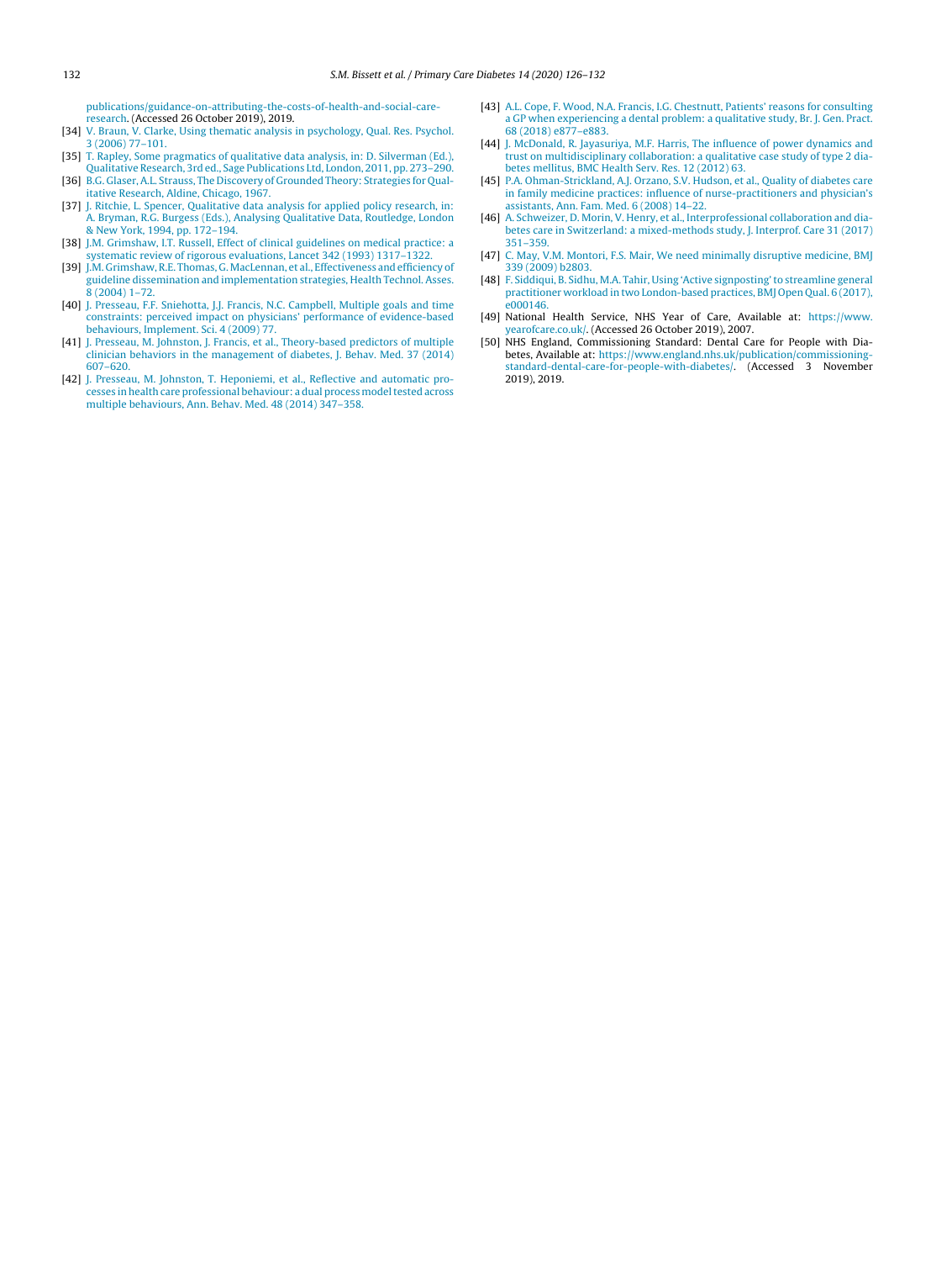publications/guidance-on-attributing-the-costs-of-health-and-social-care-research. (Accessed 26 October 2019), 2019.

[34] V. Braun, V. Clarke, Using thematic analysis in psychology, Qual. Res. Psychol. 3 (2006) 77–101.

[35] T. Rapley, Some pragmatics of qualitative data analysis, in: D. Silverman (Ed.), Qualitative Research, 3rd ed., Sage Publications Ltd, London, 2011, pp. 273–290.

[36] B.G. Glaser, A.L. Strauss, The Discovery of Grounded Theory: Strategies for Qualitative Research, Aldine, Chicago, 1967.

[37] J. Ritchie, L. Spencer, Qualitative data analysis for applied policy research, in: A. Bryman, R.G. Burgess (Eds.), Analysing Qualitative Data, Routledge, London & New York, 1994, pp. 172–194.

[38] J.M. Grimshaw, I.T. Russell, Effect of clinical guidelines on medical practice: a systematic review of rigorous evaluations, Lancet 342 (1993) 1317–1322.

[39] J.M. Grimshaw, R.E. Thomas, G. MacLennan, et al., Effectiveness and efficiency of guideline dissemination and implementation strategies, Health Technol. Asses. 8 (2004) 1–72.

[40] J. Presseau, F.F. Sniehotta, J.J. Francis, N.C. Campbell, Multiple goals and time constraints: perceived impact on physicians' performance of evidence-based behaviours, Implement. Sci. 4 (2009) 77.

[41] J. Presseau, M. Johnston, J. Francis, et al., Theory-based predictors of multiple clinician behaviors in the management of diabetes, J. Behav. Med. 37 (2014) 607–620.

[42] J. Presseau, M. Johnston, T. Heponiemi, et al., Reflective and automatic processes in health care professional behaviour: a dual process model tested across multiple behaviours, Ann. Behav. Med. 48 (2014) 347–358.

[43] A.L. Cope, F. Wood, N.A. Francis, I.G. Chestnutt, Patients' reasons for consulting a GP when experiencing a dental problem: a qualitative study, Br. J. Gen. Pract. 68 (2018) e877–e883.

[44] J. McDonald, R. Jayasuriya, M.F. Harris, The influence of power dynamics and trust on multidisciplinary collaboration: a qualitative case study of type 2 diabetes mellitus, BMC Health Serv. Res. 12 (2012) 63.

[45] P.A. Ohman-Strickland, A.J. Orzano, S.V. Hudson, et al., Quality of diabetes care in family medicine practices: influence of nurse-practitioners and physician's assistants, Ann. Fam. Med. 6 (2008) 14–22.

[46] A. Schweizer, D. Morin, V. Henry, et al., Interprofessional collaboration and diabetes care in Switzerland: a mixed-methods study, J. Interprof. Care 31 (2017) 351–359.

[47] C. May, V.M. Montori, F.S. Mair, We need minimally disruptive medicine, BMJ 339 (2009) b2803.

[48] F. Siddiqui, B. Sidhu, M.A. Tahir, Using 'Active signposting' to streamline general practitioner workload in two London-based practices, BMJ Open Qual. 6 (2017), e000146.

[49] National Health Service, NHS Year of Care, Available at: https://www.yearofcare.co.uk/. (Accessed 26 October 2019), 2007.

[50] NHS England, Commissioning Standard: Dental Care for People with Diabetes, Available at: https://www.england.nhs.uk/publication/commissioning-standard-dental-care-for-people-with-diabetes/. (Accessed 3 November 2019), 2019.